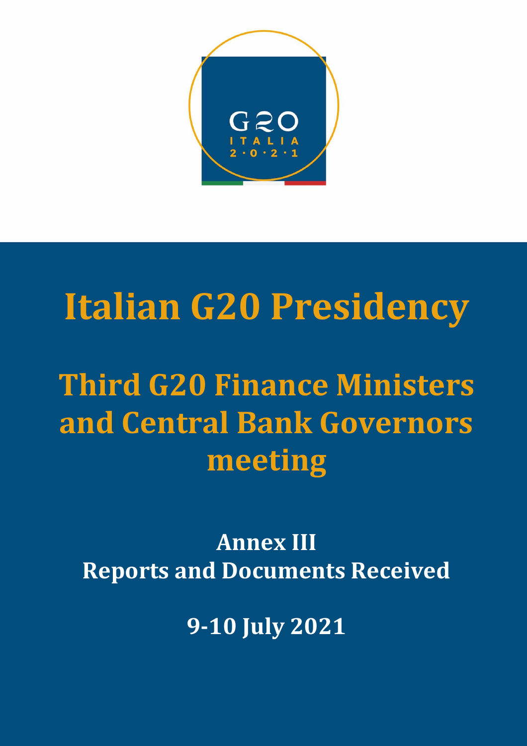G20 ITALIA 2·0·2·1

# Italian G20 Presidency

# Third G20 Finance Ministers and Central Bank Governors meeting

## Annex III
## Reports and Documents Received

## 9-10 July 2021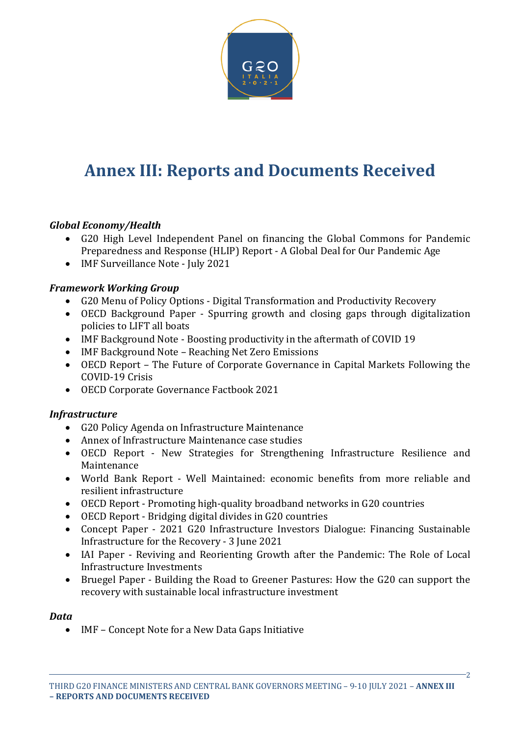# Annex III: Reports and Documents Received

***Global Economy/Health***

- G20 High Level Independent Panel on financing the Global Commons for Pandemic Preparedness and Response (HLIP) Report - A Global Deal for Our Pandemic Age
- IMF Surveillance Note - July 2021

***Framework Working Group***

- G20 Menu of Policy Options - Digital Transformation and Productivity Recovery
- OECD Background Paper - Spurring growth and closing gaps through digitalization policies to LIFT all boats
- IMF Background Note - Boosting productivity in the aftermath of COVID 19
- IMF Background Note – Reaching Net Zero Emissions
- OECD Report – The Future of Corporate Governance in Capital Markets Following the COVID-19 Crisis
- OECD Corporate Governance Factbook 2021

***Infrastructure***

- G20 Policy Agenda on Infrastructure Maintenance
- Annex of Infrastructure Maintenance case studies
- OECD Report - New Strategies for Strengthening Infrastructure Resilience and Maintenance
- World Bank Report - Well Maintained: economic benefits from more reliable and resilient infrastructure
- OECD Report - Promoting high-quality broadband networks in G20 countries
- OECD Report - Bridging digital divides in G20 countries
- Concept Paper - 2021 G20 Infrastructure Investors Dialogue: Financing Sustainable Infrastructure for the Recovery - 3 June 2021
- IAI Paper - Reviving and Reorienting Growth after the Pandemic: The Role of Local Infrastructure Investments
- Bruegel Paper - Building the Road to Greener Pastures: How the G20 can support the recovery with sustainable local infrastructure investment

***Data***

- IMF – Concept Note for a New Data Gaps Initiative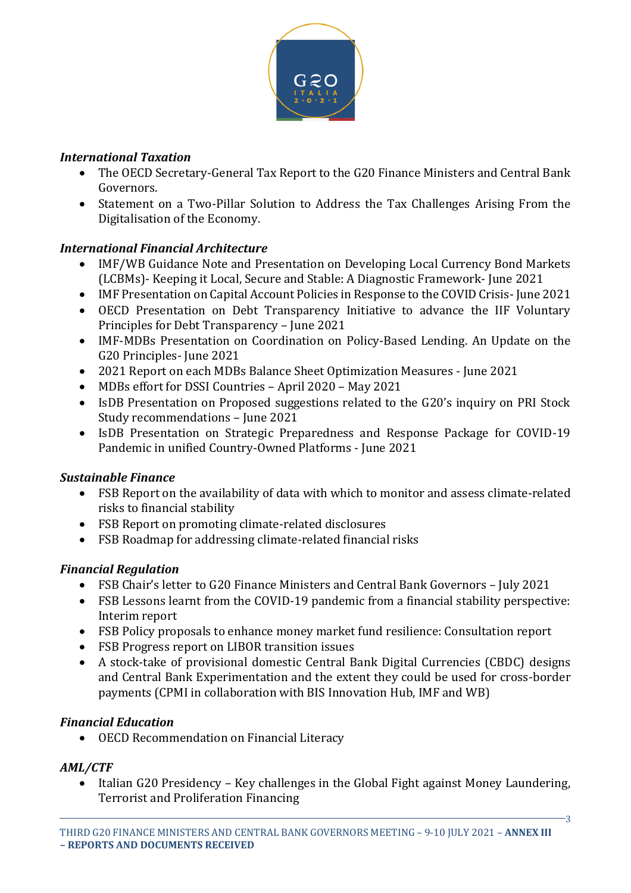***International Taxation***

- The OECD Secretary-General Tax Report to the G20 Finance Ministers and Central Bank Governors.
- Statement on a Two-Pillar Solution to Address the Tax Challenges Arising From the Digitalisation of the Economy.

***International Financial Architecture***

- IMF/WB Guidance Note and Presentation on Developing Local Currency Bond Markets (LCBMs)- Keeping it Local, Secure and Stable: A Diagnostic Framework- June 2021
- IMF Presentation on Capital Account Policies in Response to the COVID Crisis- June 2021
- OECD Presentation on Debt Transparency Initiative to advance the IIF Voluntary Principles for Debt Transparency – June 2021
- IMF-MDBs Presentation on Coordination on Policy-Based Lending. An Update on the G20 Principles- June 2021
- 2021 Report on each MDBs Balance Sheet Optimization Measures - June 2021
- MDBs effort for DSSI Countries – April 2020 – May 2021
- IsDB Presentation on Proposed suggestions related to the G20's inquiry on PRI Stock Study recommendations – June 2021
- IsDB Presentation on Strategic Preparedness and Response Package for COVID-19 Pandemic in unified Country-Owned Platforms - June 2021

***Sustainable Finance***

- FSB Report on the availability of data with which to monitor and assess climate-related risks to financial stability
- FSB Report on promoting climate-related disclosures
- FSB Roadmap for addressing climate-related financial risks

***Financial Regulation***

- FSB Chair's letter to G20 Finance Ministers and Central Bank Governors – July 2021
- FSB Lessons learnt from the COVID-19 pandemic from a financial stability perspective: Interim report
- FSB Policy proposals to enhance money market fund resilience: Consultation report
- FSB Progress report on LIBOR transition issues
- A stock-take of provisional domestic Central Bank Digital Currencies (CBDC) designs and Central Bank Experimentation and the extent they could be used for cross-border payments (CPMI in collaboration with BIS Innovation Hub, IMF and WB)

***Financial Education***

- OECD Recommendation on Financial Literacy

***AML/CTF***

- Italian G20 Presidency – Key challenges in the Global Fight against Money Laundering, Terrorist and Proliferation Financing